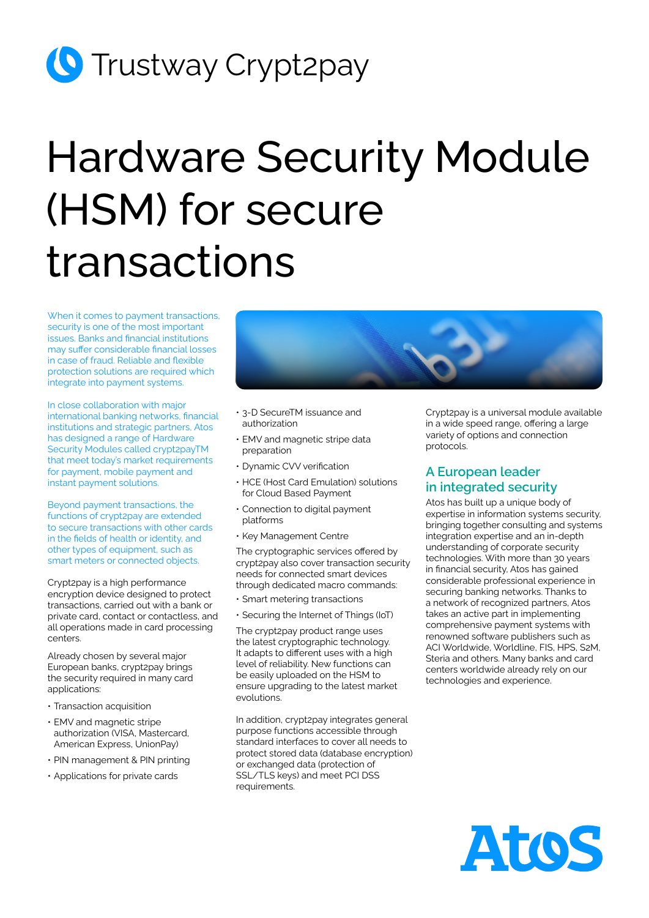Trustway Crypt2pay

# Hardware Security Module (HSM) for secure transactions

When it comes to payment transactions, security is one of the most important issues. Banks and financial institutions may suffer considerable financial losses in case of fraud. Reliable and flexible protection solutions are required which integrate into payment systems.

In close collaboration with major international banking networks, financial institutions and strategic partners, Atos has designed a range of Hardware Security Modules called crypt2payTM that meet today's market requirements for payment, mobile payment and instant payment solutions.

Beyond payment transactions, the functions of crypt2pay are extended to secure transactions with other cards in the fields of health or identity, and other types of equipment, such as smart meters or connected objects.

Crypt2pay is a high performance encryption device designed to protect transactions, carried out with a bank or private card, contact or contactless, and all operations made in card processing centers.

Already chosen by several major European banks, crypt2pay brings the security required in many card applications:

- Transaction acquisition
- EMV and magnetic stripe authorization (VISA, Mastercard, American Express, UnionPay)
- PIN management & PIN printing
- Applications for private cards
- 3-D SecureTM issuance and authorization
- EMV and magnetic stripe data preparation
- Dynamic CVV verification
- HCE (Host Card Emulation) solutions for Cloud Based Payment
- Connection to digital payment platforms
- Key Management Centre

The cryptographic services offered by crypt2pay also cover transaction security needs for connected smart devices through dedicated macro commands:

- Smart metering transactions
- Securing the Internet of Things (IoT)

The crypt2pay product range uses the latest cryptographic technology. It adapts to different uses with a high level of reliability. New functions can be easily uploaded on the HSM to ensure upgrading to the latest market evolutions.

In addition, crypt2pay integrates general purpose functions accessible through standard interfaces to cover all needs to protect stored data (database encryption) or exchanged data (protection of SSL/TLS keys) and meet PCI DSS requirements.

Crypt2pay is a universal module available in a wide speed range, offering a large variety of options and connection protocols.

## A European leader in integrated security

Atos has built up a unique body of expertise in information systems security, bringing together consulting and systems integration expertise and an in-depth understanding of corporate security technologies. With more than 30 years in financial security, Atos has gained considerable professional experience in securing banking networks. Thanks to a network of recognized partners, Atos takes an active part in implementing comprehensive payment systems with renowned software publishers such as ACI Worldwide, Worldline, FIS, HPS, S2M, Steria and others. Many banks and card centers worldwide already rely on our technologies and experience.

Atos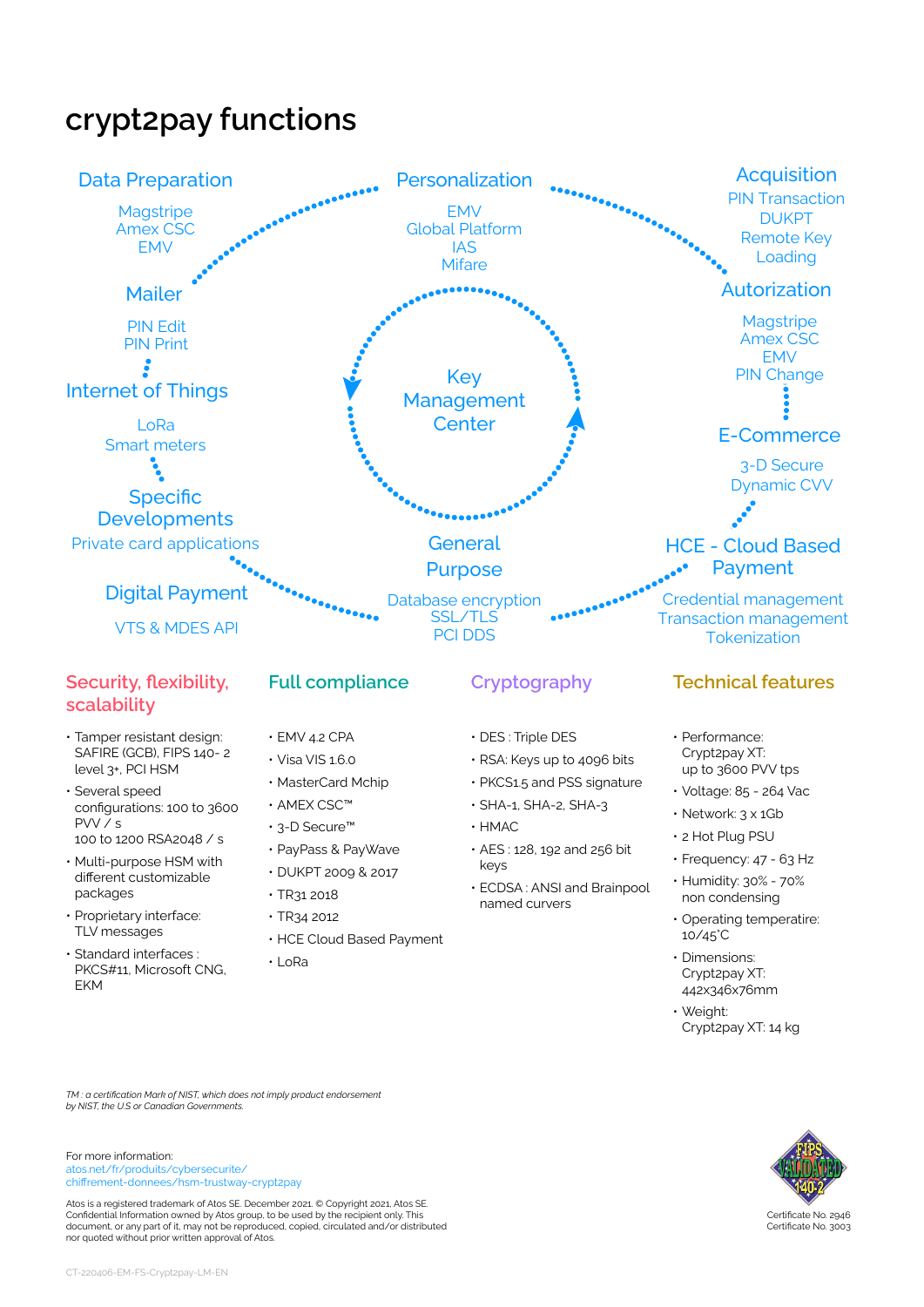# crypt2pay functions

**Data Preparation**
Magstripe
Amex CSC
EMV

**Personalization**
EMV
Global Platform
IAS
Mifare

**Acquisition**
PIN Transaction
DUKPT
Remote Key Loading

**Mailer**
PIN Edit
PIN Print

**Autorization**
Magstripe
Amex CSC
EMV
PIN Change

**Key Management Center**

**Internet of Things**
LoRa
Smart meters

**E-Commerce**
3-D Secure
Dynamic CVV

**Specific Developments**
Private card applications

**General Purpose**
Database encryption
SSL/TLS
PCI DDS

**HCE - Cloud Based Payment**
Credential management
Transaction management
Tokenization

**Digital Payment**
VTS & MDES API

## Security, flexibility, scalability

- Tamper resistant design: SAFIRE (GCB), FIPS 140- 2 level 3+, PCI HSM
- Several speed configurations: 100 to 3600 PVV / s
  100 to 1200 RSA2048 / s
- Multi-purpose HSM with different customizable packages
- Proprietary interface: TLV messages
- Standard interfaces : PKCS#11, Microsoft CNG, EKM

## Full compliance

- EMV 4.2 CPA
- Visa VIS 1.6.0
- MasterCard Mchip
- AMEX CSC™
- 3-D Secure™
- PayPass & PayWave
- DUKPT 2009 & 2017
- TR31 2018
- TR34 2012
- HCE Cloud Based Payment
- LoRa

## Cryptography

- DES : Triple DES
- RSA: Keys up to 4096 bits
- PKCS1.5 and PSS signature
- SHA-1, SHA-2, SHA-3
- HMAC
- AES : 128, 192 and 256 bit keys
- ECDSA : ANSI and Brainpool named curvers

## Technical features

- Performance: Crypt2pay XT: up to 3600 PVV tps
- Voltage: 85 - 264 Vac
- Network: 3 x 1Gb
- 2 Hot Plug PSU
- Frequency: 47 - 63 Hz
- Humidity: 30% - 70% non condensing
- Operating temperatire: 10/45°C
- Dimensions: Crypt2pay XT: 442x346x76mm
- Weight: Crypt2pay XT: 14 kg

*TM : a certification Mark of NIST, which does not imply product endorsement by NIST, the U.S or Canadian Governments.*

For more information:
atos.net/fr/produits/cybersecurite/chiffrement-donnees/hsm-trustway-crypt2pay

Atos is a registered trademark of Atos SE. December 2021. © Copyright 2021, Atos SE. Confidential Information owned by Atos group, to be used by the recipient only. This document, or any part of it, may not be reproduced, copied, circulated and/or distributed nor quoted without prior written approval of Atos.

FIPS VALIDATED 140-2

Certificate No. 2946
Certificate No. 3003

CT-220406-EM-FS-Crypt2pay-LM-EN